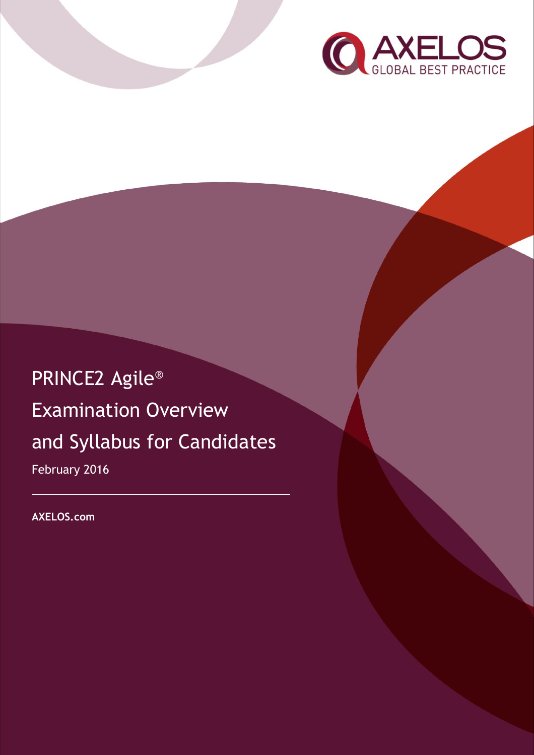AXELOS
GLOBAL BEST PRACTICE

# PRINCE2 Agile®
# Examination Overview
# and Syllabus for Candidates

February 2016

**AXELOS.com**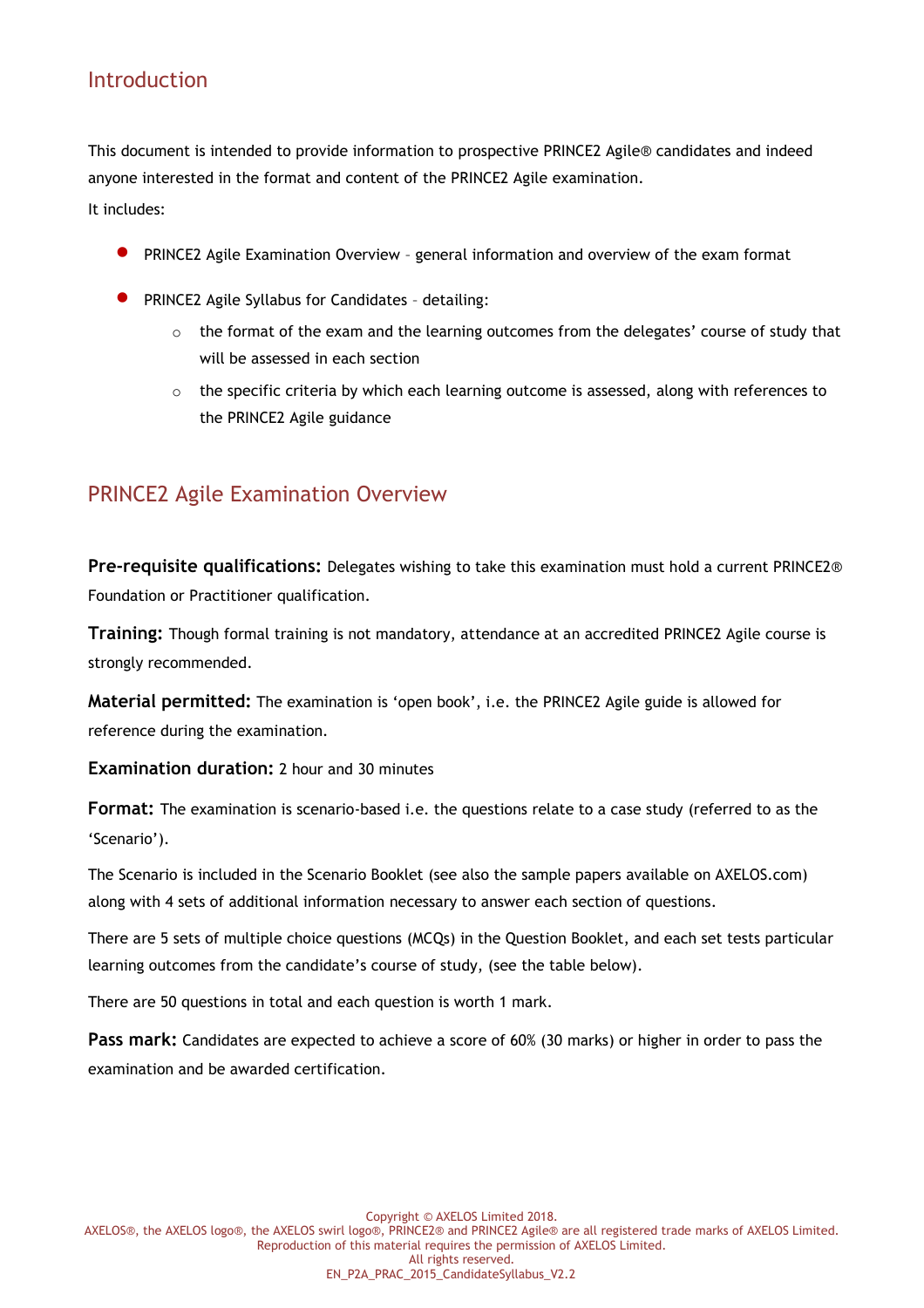## Introduction

This document is intended to provide information to prospective PRINCE2 Agile® candidates and indeed anyone interested in the format and content of the PRINCE2 Agile examination.

It includes:

- PRINCE2 Agile Examination Overview – general information and overview of the exam format
- PRINCE2 Agile Syllabus for Candidates – detailing:
  - the format of the exam and the learning outcomes from the delegates' course of study that will be assessed in each section
  - the specific criteria by which each learning outcome is assessed, along with references to the PRINCE2 Agile guidance

## PRINCE2 Agile Examination Overview

**Pre-requisite qualifications:** Delegates wishing to take this examination must hold a current PRINCE2® Foundation or Practitioner qualification.

**Training:** Though formal training is not mandatory, attendance at an accredited PRINCE2 Agile course is strongly recommended.

**Material permitted:** The examination is 'open book', i.e. the PRINCE2 Agile guide is allowed for reference during the examination.

**Examination duration:** 2 hour and 30 minutes

**Format:** The examination is scenario-based i.e. the questions relate to a case study (referred to as the 'Scenario').

The Scenario is included in the Scenario Booklet (see also the sample papers available on AXELOS.com) along with 4 sets of additional information necessary to answer each section of questions.

There are 5 sets of multiple choice questions (MCQs) in the Question Booklet, and each set tests particular learning outcomes from the candidate's course of study, (see the table below).

There are 50 questions in total and each question is worth 1 mark.

**Pass mark:** Candidates are expected to achieve a score of 60% (30 marks) or higher in order to pass the examination and be awarded certification.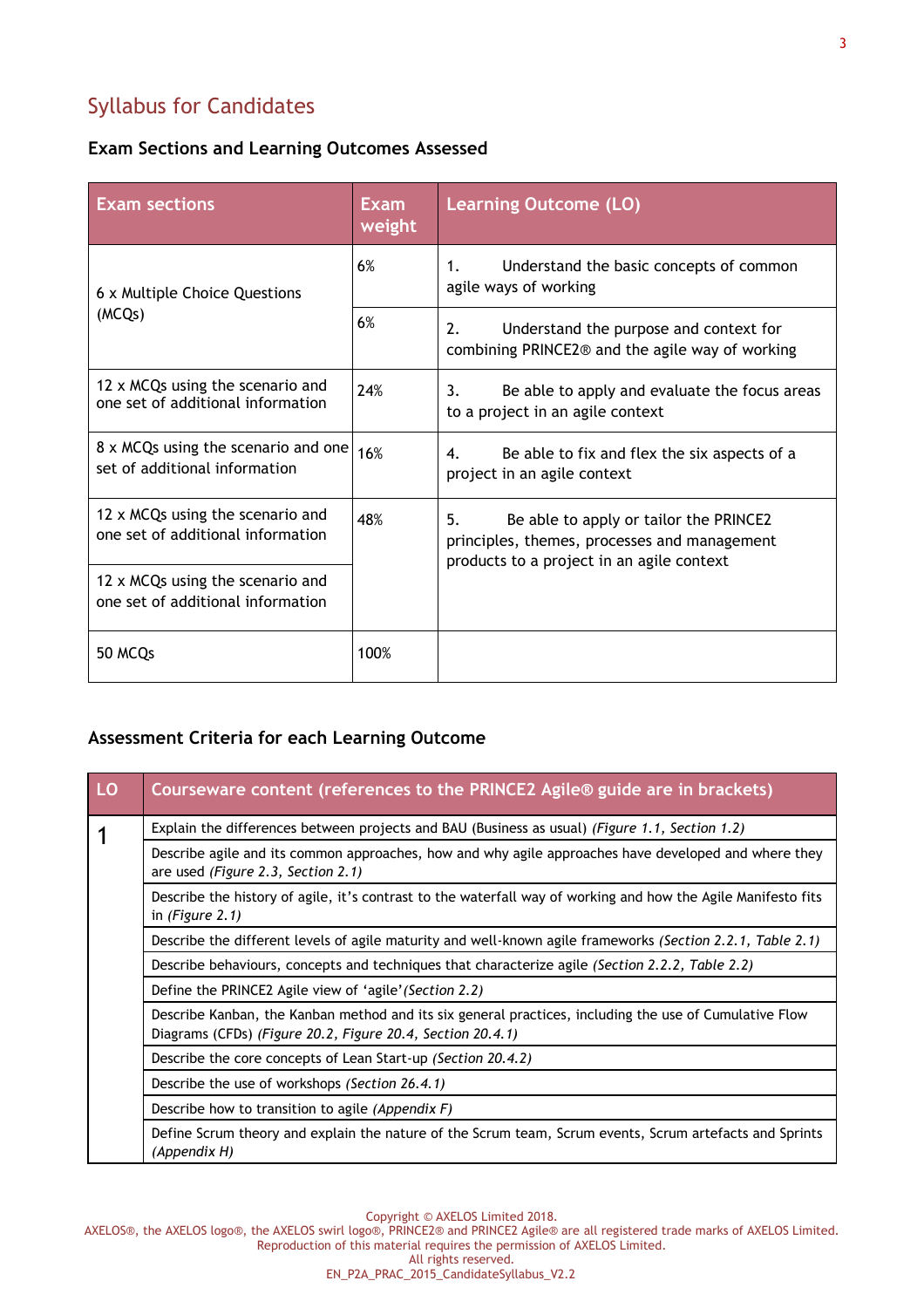## Syllabus for Candidates

### Exam Sections and Learning Outcomes Assessed

| Exam sections | Exam weight | Learning Outcome (LO) |
|---|---|---|
| 6 x Multiple Choice Questions (MCQs) | 6% | 1. Understand the basic concepts of common agile ways of working |
| | 6% | 2. Understand the purpose and context for combining PRINCE2® and the agile way of working |
| 12 x MCQs using the scenario and one set of additional information | 24% | 3. Be able to apply and evaluate the focus areas to a project in an agile context |
| 8 x MCQs using the scenario and one set of additional information | 16% | 4. Be able to fix and flex the six aspects of a project in an agile context |
| 12 x MCQs using the scenario and one set of additional information | 48% | 5. Be able to apply or tailor the PRINCE2 principles, themes, processes and management products to a project in an agile context |
| 12 x MCQs using the scenario and one set of additional information | | |
| 50 MCQs | 100% | |

### Assessment Criteria for each Learning Outcome

| LO | Courseware content (references to the PRINCE2 Agile® guide are in brackets) |
|---|---|
| 1 | Explain the differences between projects and BAU (Business as usual) *(Figure 1.1, Section 1.2)* |
| | Describe agile and its common approaches, how and why agile approaches have developed and where they are used *(Figure 2.3, Section 2.1)* |
| | Describe the history of agile, it's contrast to the waterfall way of working and how the Agile Manifesto fits in *(Figure 2.1)* |
| | Describe the different levels of agile maturity and well-known agile frameworks *(Section 2.2.1, Table 2.1)* |
| | Describe behaviours, concepts and techniques that characterize agile *(Section 2.2.2, Table 2.2)* |
| | Define the PRINCE2 Agile view of 'agile' *(Section 2.2)* |
| | Describe Kanban, the Kanban method and its six general practices, including the use of Cumulative Flow Diagrams (CFDs) *(Figure 20.2, Figure 20.4, Section 20.4.1)* |
| | Describe the core concepts of Lean Start-up *(Section 20.4.2)* |
| | Describe the use of workshops *(Section 26.4.1)* |
| | Describe how to transition to agile *(Appendix F)* |
| | Define Scrum theory and explain the nature of the Scrum team, Scrum events, Scrum artefacts and Sprints *(Appendix H)* |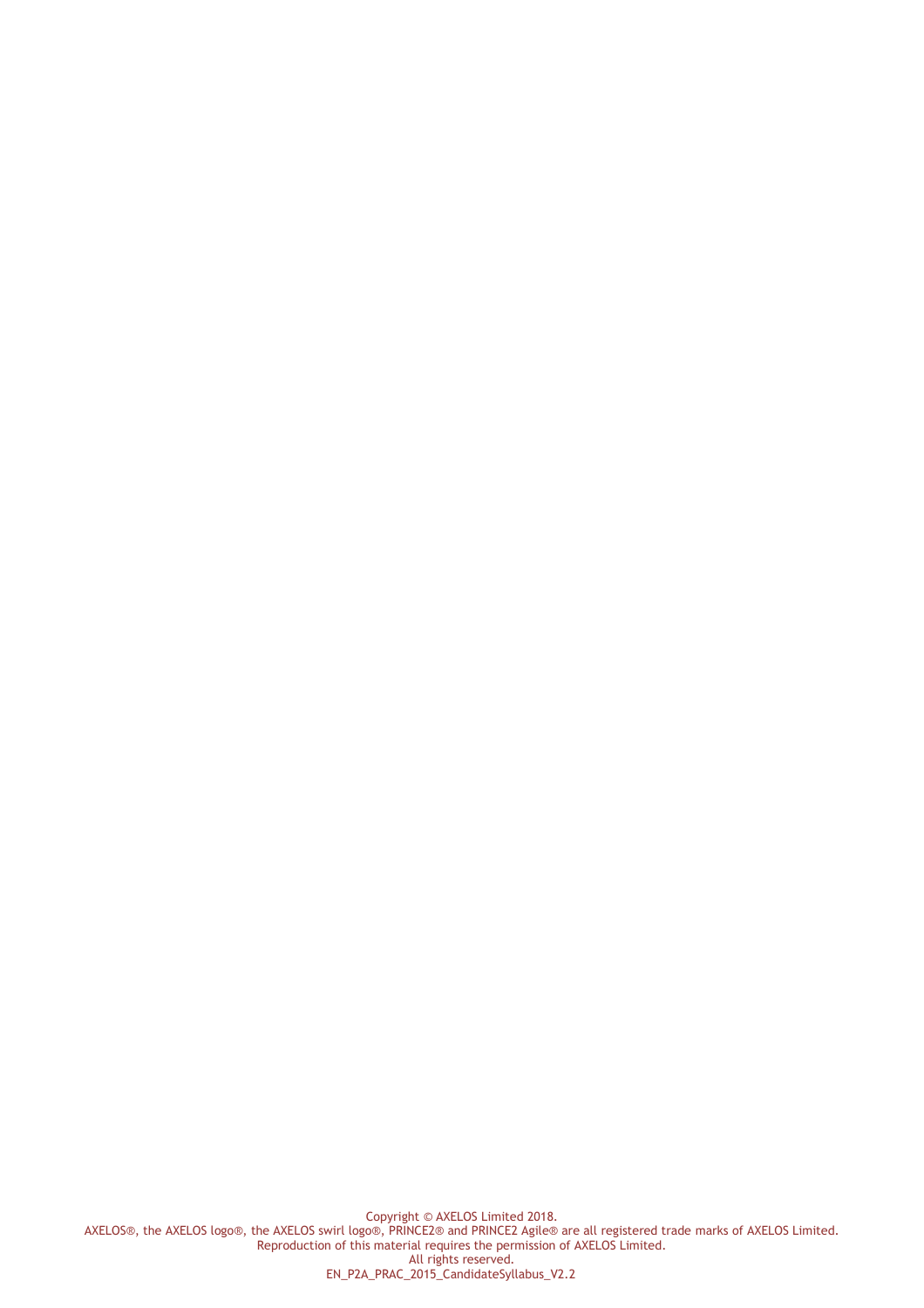Copyright © AXELOS Limited 2018.
AXELOS®, the AXELOS logo®, the AXELOS swirl logo®, PRINCE2® and PRINCE2 Agile® are all registered trade marks of AXELOS Limited.
Reproduction of this material requires the permission of AXELOS Limited.
All rights reserved.
EN_P2A_PRAC_2015_CandidateSyllabus_V2.2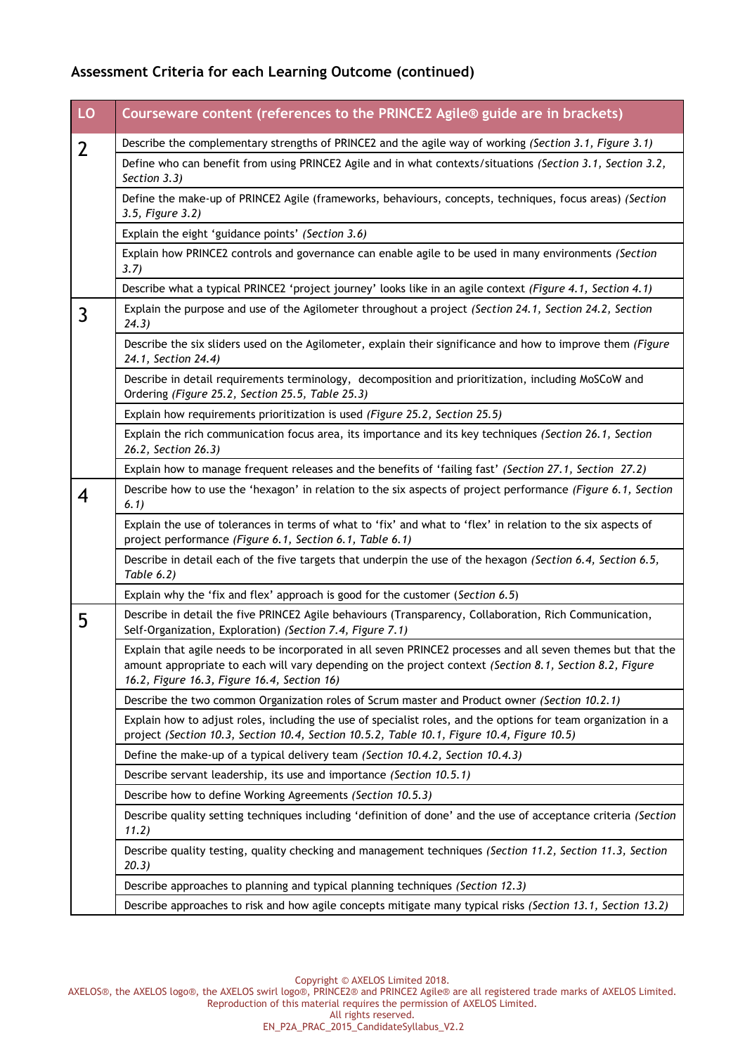## Assessment Criteria for each Learning Outcome (continued)

| LO | Courseware content (references to the PRINCE2 Agile® guide are in brackets) |
|---|---|
| 2 | Describe the complementary strengths of PRINCE2 and the agile way of working *(Section 3.1, Figure 3.1)* |
| | Define who can benefit from using PRINCE2 Agile and in what contexts/situations *(Section 3.1, Section 3.2, Section 3.3)* |
| | Define the make-up of PRINCE2 Agile (frameworks, behaviours, concepts, techniques, focus areas) *(Section 3.5, Figure 3.2)* |
| | Explain the eight 'guidance points' *(Section 3.6)* |
| | Explain how PRINCE2 controls and governance can enable agile to be used in many environments *(Section 3.7)* |
| | Describe what a typical PRINCE2 'project journey' looks like in an agile context *(Figure 4.1, Section 4.1)* |
| 3 | Explain the purpose and use of the Agilometer throughout a project *(Section 24.1, Section 24.2, Section 24.3)* |
| | Describe the six sliders used on the Agilometer, explain their significance and how to improve them *(Figure 24.1, Section 24.4)* |
| | Describe in detail requirements terminology, decomposition and prioritization, including MoSCoW and Ordering *(Figure 25.2, Section 25.5, Table 25.3)* |
| | Explain how requirements prioritization is used *(Figure 25.2, Section 25.5)* |
| | Explain the rich communication focus area, its importance and its key techniques *(Section 26.1, Section 26.2, Section 26.3)* |
| | Explain how to manage frequent releases and the benefits of 'failing fast' *(Section 27.1, Section 27.2)* |
| 4 | Describe how to use the 'hexagon' in relation to the six aspects of project performance *(Figure 6.1, Section 6.1)* |
| | Explain the use of tolerances in terms of what to 'fix' and what to 'flex' in relation to the six aspects of project performance *(Figure 6.1, Section 6.1, Table 6.1)* |
| | Describe in detail each of the five targets that underpin the use of the hexagon *(Section 6.4, Section 6.5, Table 6.2)* |
| | Explain why the 'fix and flex' approach is good for the customer (*Section 6.5*) |
| 5 | Describe in detail the five PRINCE2 Agile behaviours (Transparency, Collaboration, Rich Communication, Self-Organization, Exploration) *(Section 7.4, Figure 7.1)* |
| | Explain that agile needs to be incorporated in all seven PRINCE2 processes and all seven themes but that the amount appropriate to each will vary depending on the project context *(Section 8.1, Section 8.2, Figure 16.2, Figure 16.3, Figure 16.4, Section 16)* |
| | Describe the two common Organization roles of Scrum master and Product owner *(Section 10.2.1)* |
| | Explain how to adjust roles, including the use of specialist roles, and the options for team organization in a project *(Section 10.3, Section 10.4, Section 10.5.2, Table 10.1, Figure 10.4, Figure 10.5)* |
| | Define the make-up of a typical delivery team *(Section 10.4.2, Section 10.4.3)* |
| | Describe servant leadership, its use and importance *(Section 10.5.1)* |
| | Describe how to define Working Agreements *(Section 10.5.3)* |
| | Describe quality setting techniques including 'definition of done' and the use of acceptance criteria *(Section 11.2)* |
| | Describe quality testing, quality checking and management techniques *(Section 11.2, Section 11.3, Section 20.3)* |
| | Describe approaches to planning and typical planning techniques *(Section 12.3)* |
| | Describe approaches to risk and how agile concepts mitigate many typical risks *(Section 13.1, Section 13.2)* |

Copyright © AXELOS Limited 2018.
AXELOS®, the AXELOS logo®, the AXELOS swirl logo®, PRINCE2® and PRINCE2 Agile® are all registered trade marks of AXELOS Limited.
Reproduction of this material requires the permission of AXELOS Limited.
All rights reserved.
EN_P2A_PRAC_2015_CandidateSyllabus_V2.2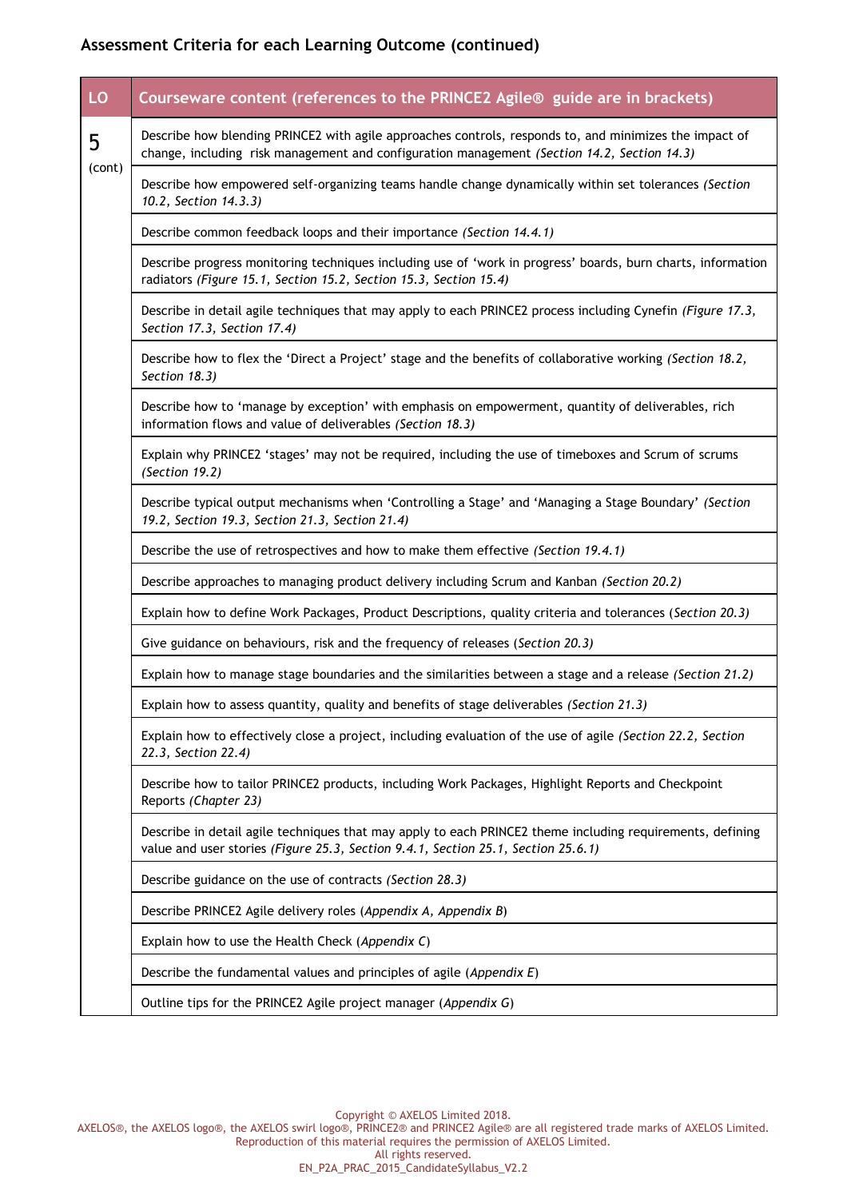## Assessment Criteria for each Learning Outcome (continued)

| LO | Courseware content (references to the PRINCE2 Agile® guide are in brackets) |
|---|---|
| 5 (cont) | Describe how blending PRINCE2 with agile approaches controls, responds to, and minimizes the impact of change, including risk management and configuration management *(Section 14.2, Section 14.3)* |
| | Describe how empowered self-organizing teams handle change dynamically within set tolerances *(Section 10.2, Section 14.3.3)* |
| | Describe common feedback loops and their importance *(Section 14.4.1)* |
| | Describe progress monitoring techniques including use of 'work in progress' boards, burn charts, information radiators *(Figure 15.1, Section 15.2, Section 15.3, Section 15.4)* |
| | Describe in detail agile techniques that may apply to each PRINCE2 process including Cynefin *(Figure 17.3, Section 17.3, Section 17.4)* |
| | Describe how to flex the 'Direct a Project' stage and the benefits of collaborative working *(Section 18.2, Section 18.3)* |
| | Describe how to 'manage by exception' with emphasis on empowerment, quantity of deliverables, rich information flows and value of deliverables *(Section 18.3)* |
| | Explain why PRINCE2 'stages' may not be required, including the use of timeboxes and Scrum of scrums *(Section 19.2)* |
| | Describe typical output mechanisms when 'Controlling a Stage' and 'Managing a Stage Boundary' *(Section 19.2, Section 19.3, Section 21.3, Section 21.4)* |
| | Describe the use of retrospectives and how to make them effective *(Section 19.4.1)* |
| | Describe approaches to managing product delivery including Scrum and Kanban *(Section 20.2)* |
| | Explain how to define Work Packages, Product Descriptions, quality criteria and tolerances (*Section 20.3)* |
| | Give guidance on behaviours, risk and the frequency of releases (*Section 20.3)* |
| | Explain how to manage stage boundaries and the similarities between a stage and a release *(Section 21.2)* |
| | Explain how to assess quantity, quality and benefits of stage deliverables *(Section 21.3)* |
| | Explain how to effectively close a project, including evaluation of the use of agile *(Section 22.2, Section 22.3, Section 22.4)* |
| | Describe how to tailor PRINCE2 products, including Work Packages, Highlight Reports and Checkpoint Reports *(Chapter 23)* |
| | Describe in detail agile techniques that may apply to each PRINCE2 theme including requirements, defining value and user stories *(Figure 25.3, Section 9.4.1, Section 25.1, Section 25.6.1)* |
| | Describe guidance on the use of contracts *(Section 28.3)* |
| | Describe PRINCE2 Agile delivery roles (*Appendix A, Appendix B*) |
| | Explain how to use the Health Check (*Appendix C*) |
| | Describe the fundamental values and principles of agile (*Appendix E*) |
| | Outline tips for the PRINCE2 Agile project manager (*Appendix G*) |

Copyright © AXELOS Limited 2018.
AXELOS®, the AXELOS logo®, the AXELOS swirl logo®, PRINCE2® and PRINCE2 Agile® are all registered trade marks of AXELOS Limited.
Reproduction of this material requires the permission of AXELOS Limited.
All rights reserved.
EN_P2A_PRAC_2015_CandidateSyllabus_V2.2